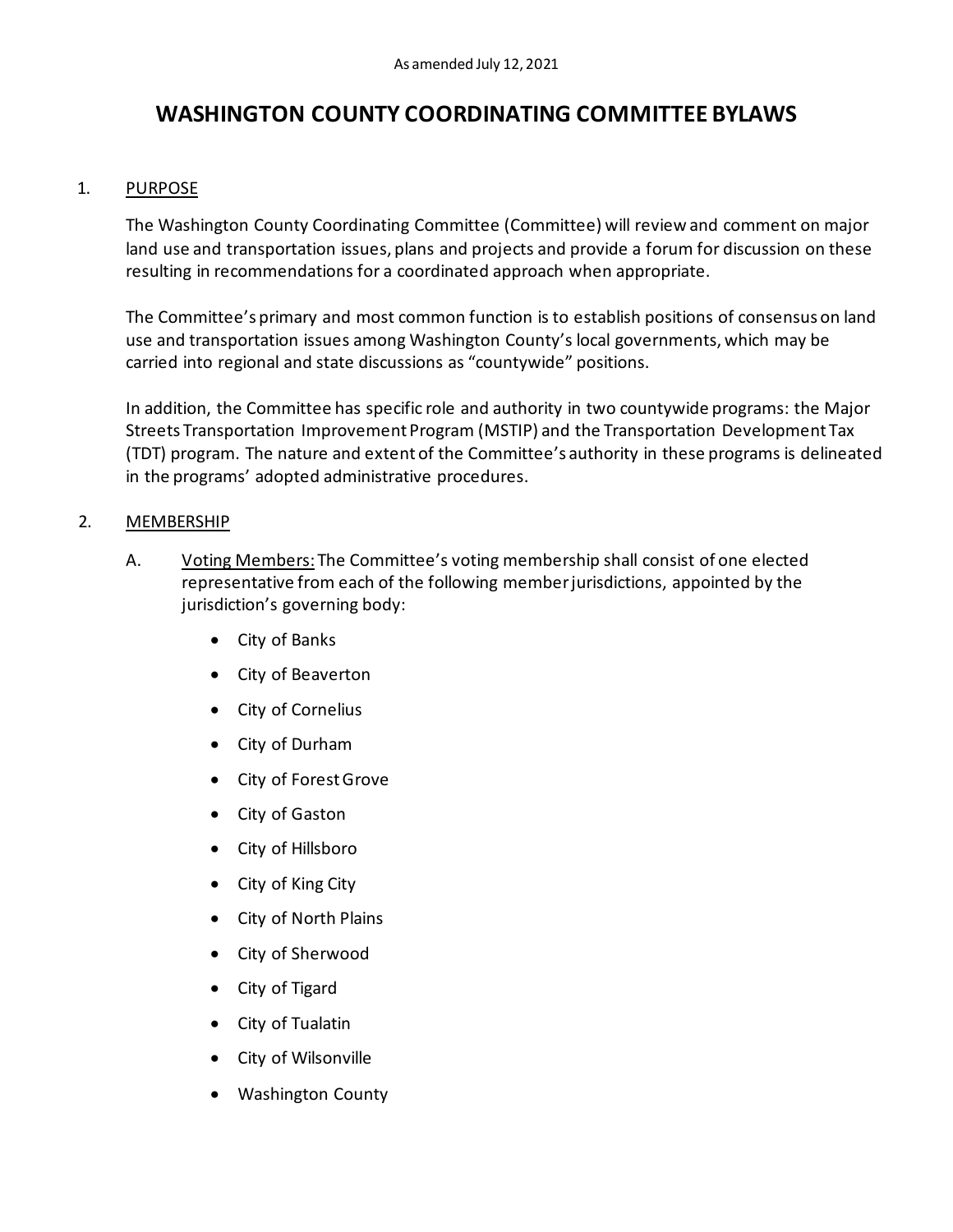As amended July 12, 2021

# WASHINGTON COUNTY COORDINATING COMMITTEE BYLAWS

1. PURPOSE

   The Washington County Coordinating Committee (Committee) will review and comment on major land use and transportation issues, plans and projects and provide a forum for discussion on these resulting in recommendations for a coordinated approach when appropriate.

   The Committee's primary and most common function is to establish positions of consensus on land use and transportation issues among Washington County's local governments, which may be carried into regional and state discussions as "countywide" positions.

   In addition, the Committee has specific role and authority in two countywide programs: the Major Streets Transportation Improvement Program (MSTIP) and the Transportation Development Tax (TDT) program. The nature and extent of the Committee's authority in these programs is delineated in the programs' adopted administrative procedures.

2. MEMBERSHIP

   A. Voting Members: The Committee's voting membership shall consist of one elected representative from each of the following member jurisdictions, appointed by the jurisdiction's governing body:

      - City of Banks
      - City of Beaverton
      - City of Cornelius
      - City of Durham
      - City of Forest Grove
      - City of Gaston
      - City of Hillsboro
      - City of King City
      - City of North Plains
      - City of Sherwood
      - City of Tigard
      - City of Tualatin
      - City of Wilsonville
      - Washington County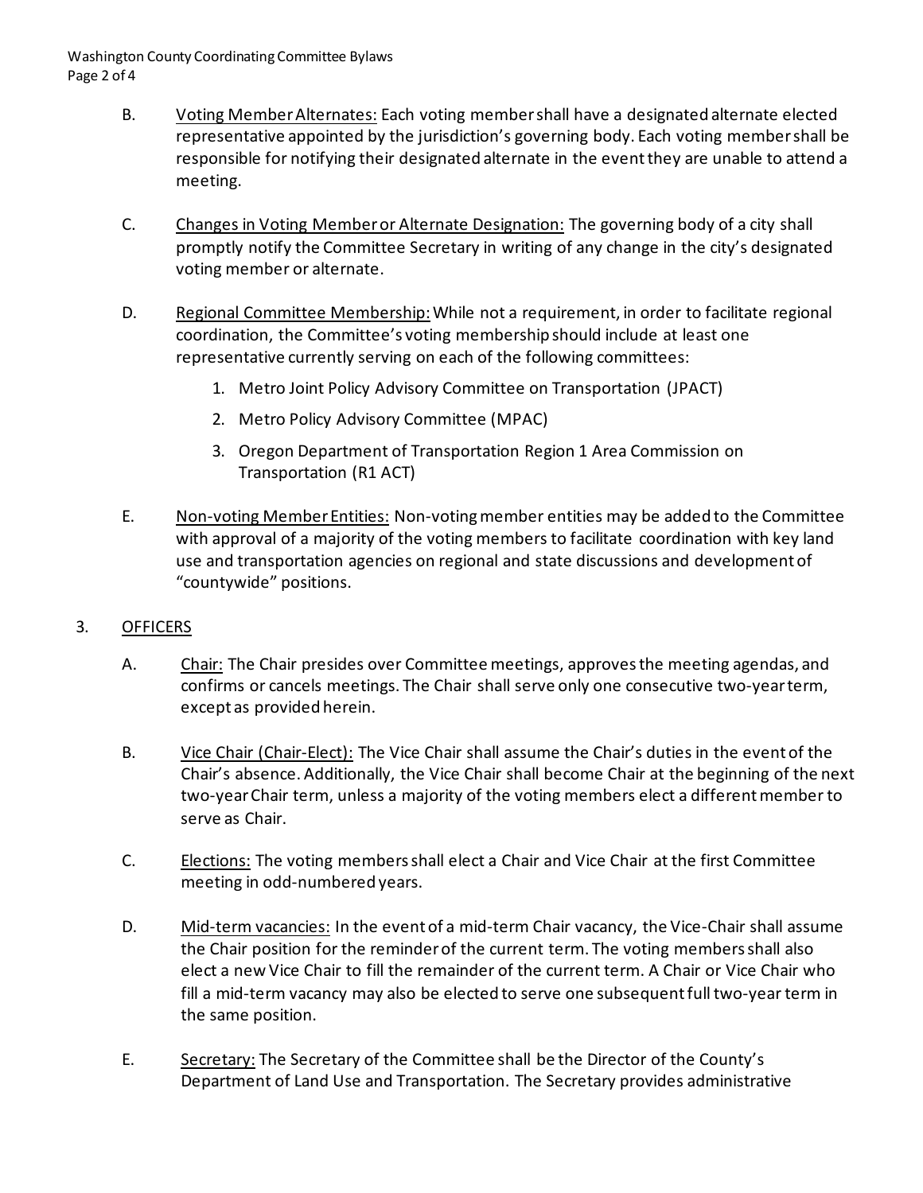B. <u>Voting Member Alternates:</u> Each voting member shall have a designated alternate elected representative appointed by the jurisdiction's governing body. Each voting member shall be responsible for notifying their designated alternate in the event they are unable to attend a meeting.

C. <u>Changes in Voting Member or Alternate Designation:</u> The governing body of a city shall promptly notify the Committee Secretary in writing of any change in the city's designated voting member or alternate.

D. <u>Regional Committee Membership:</u> While not a requirement, in order to facilitate regional coordination, the Committee's voting membership should include at least one representative currently serving on each of the following committees:

1. Metro Joint Policy Advisory Committee on Transportation (JPACT)
2. Metro Policy Advisory Committee (MPAC)
3. Oregon Department of Transportation Region 1 Area Commission on Transportation (R1 ACT)

E. <u>Non-voting Member Entities:</u> Non-voting member entities may be added to the Committee with approval of a majority of the voting members to facilitate coordination with key land use and transportation agencies on regional and state discussions and development of "countywide" positions.

## 3. <u>OFFICERS</u>

A. <u>Chair:</u> The Chair presides over Committee meetings, approves the meeting agendas, and confirms or cancels meetings. The Chair shall serve only one consecutive two-year term, except as provided herein.

B. <u>Vice Chair (Chair-Elect):</u> The Vice Chair shall assume the Chair's duties in the event of the Chair's absence. Additionally, the Vice Chair shall become Chair at the beginning of the next two-year Chair term, unless a majority of the voting members elect a different member to serve as Chair.

C. <u>Elections:</u> The voting members shall elect a Chair and Vice Chair at the first Committee meeting in odd-numbered years.

D. <u>Mid-term vacancies:</u> In the event of a mid-term Chair vacancy, the Vice-Chair shall assume the Chair position for the reminder of the current term. The voting members shall also elect a new Vice Chair to fill the remainder of the current term. A Chair or Vice Chair who fill a mid-term vacancy may also be elected to serve one subsequent full two-year term in the same position.

E. <u>Secretary:</u> The Secretary of the Committee shall be the Director of the County's Department of Land Use and Transportation. The Secretary provides administrative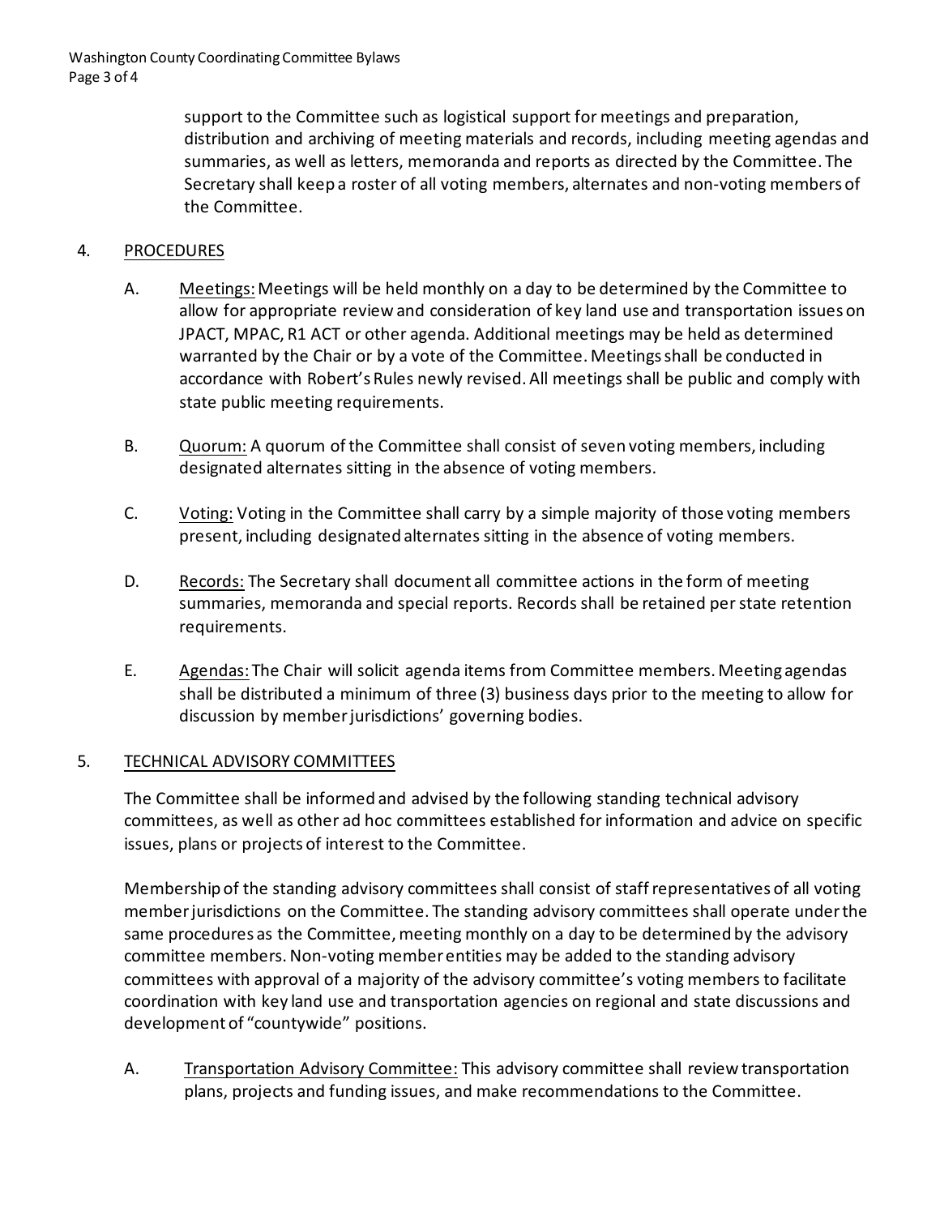support to the Committee such as logistical support for meetings and preparation, distribution and archiving of meeting materials and records, including meeting agendas and summaries, as well as letters, memoranda and reports as directed by the Committee. The Secretary shall keep a roster of all voting members, alternates and non-voting members of the Committee.

4. PROCEDURES

   A. Meetings: Meetings will be held monthly on a day to be determined by the Committee to allow for appropriate review and consideration of key land use and transportation issues on JPACT, MPAC, R1 ACT or other agenda. Additional meetings may be held as determined warranted by the Chair or by a vote of the Committee. Meetings shall be conducted in accordance with Robert's Rules newly revised. All meetings shall be public and comply with state public meeting requirements.

   B. Quorum: A quorum of the Committee shall consist of seven voting members, including designated alternates sitting in the absence of voting members.

   C. Voting: Voting in the Committee shall carry by a simple majority of those voting members present, including designated alternates sitting in the absence of voting members.

   D. Records: The Secretary shall document all committee actions in the form of meeting summaries, memoranda and special reports. Records shall be retained per state retention requirements.

   E. Agendas: The Chair will solicit agenda items from Committee members. Meeting agendas shall be distributed a minimum of three (3) business days prior to the meeting to allow for discussion by member jurisdictions' governing bodies.

5. TECHNICAL ADVISORY COMMITTEES

   The Committee shall be informed and advised by the following standing technical advisory committees, as well as other ad hoc committees established for information and advice on specific issues, plans or projects of interest to the Committee.

   Membership of the standing advisory committees shall consist of staff representatives of all voting member jurisdictions on the Committee. The standing advisory committees shall operate under the same procedures as the Committee, meeting monthly on a day to be determined by the advisory committee members. Non-voting member entities may be added to the standing advisory committees with approval of a majority of the advisory committee's voting members to facilitate coordination with key land use and transportation agencies on regional and state discussions and development of "countywide" positions.

   A. Transportation Advisory Committee: This advisory committee shall review transportation plans, projects and funding issues, and make recommendations to the Committee.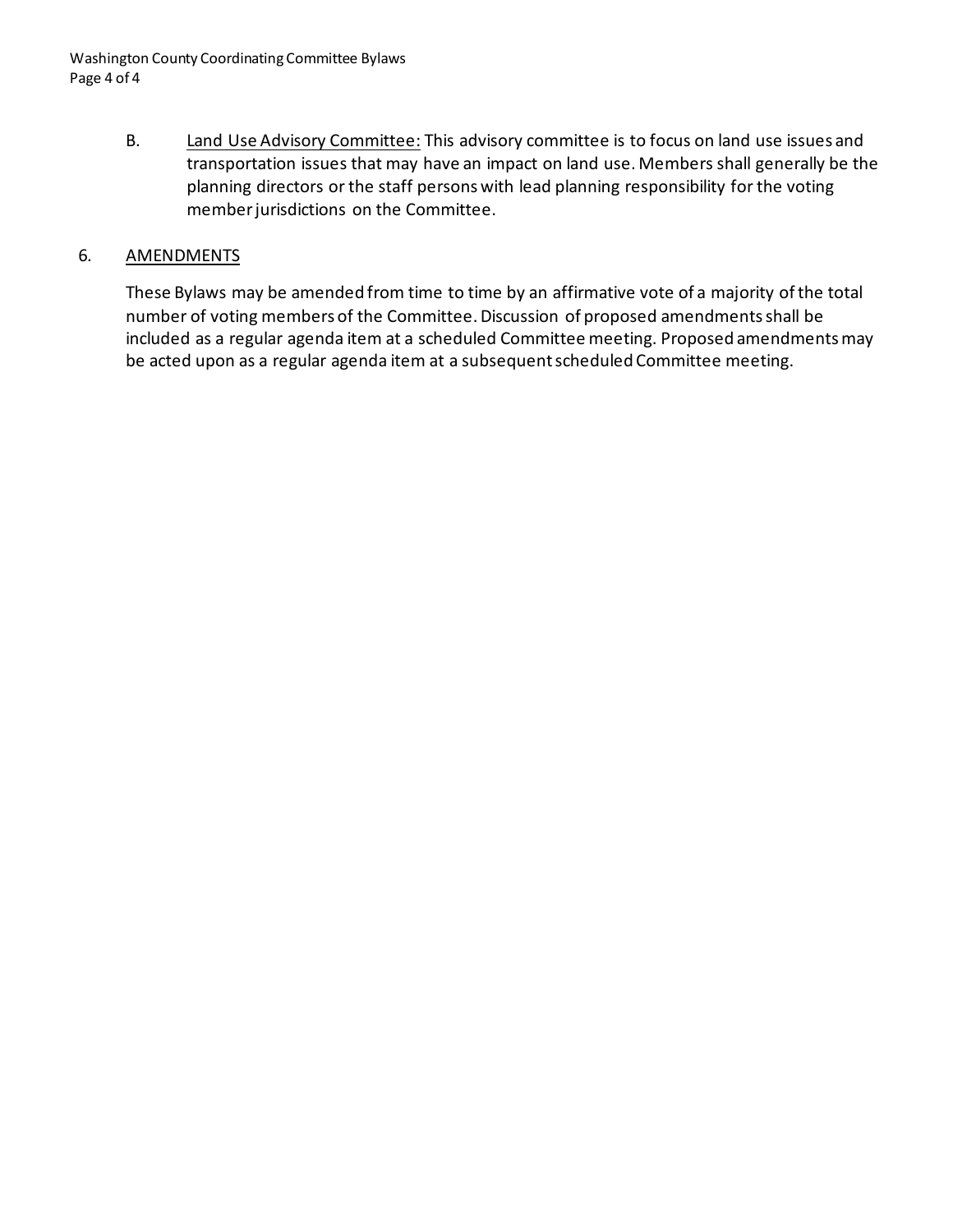B. Land Use Advisory Committee: This advisory committee is to focus on land use issues and transportation issues that may have an impact on land use. Members shall generally be the planning directors or the staff persons with lead planning responsibility for the voting member jurisdictions on the Committee.

## 6. AMENDMENTS

These Bylaws may be amended from time to time by an affirmative vote of a majority of the total number of voting members of the Committee. Discussion of proposed amendments shall be included as a regular agenda item at a scheduled Committee meeting. Proposed amendments may be acted upon as a regular agenda item at a subsequent scheduled Committee meeting.